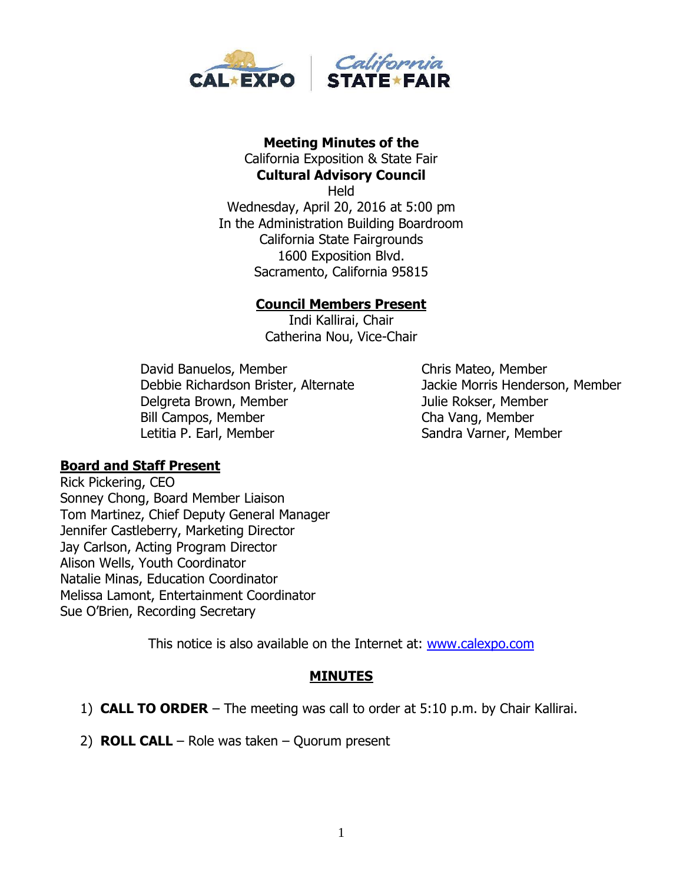**Meeting Minutes of the**
California Exposition & State Fair
**Cultural Advisory Council**
Held
Wednesday, April 20, 2016 at 5:00 pm
In the Administration Building Boardroom
California State Fairgrounds
1600 Exposition Blvd.
Sacramento, California 95815

## Council Members Present

Indi Kallirai, Chair
Catherina Nou, Vice-Chair

David Banuelos, Member
Debbie Richardson Brister, Alternate
Delgreta Brown, Member
Bill Campos, Member
Letitia P. Earl, Member
Chris Mateo, Member
Jackie Morris Henderson, Member
Julie Rokser, Member
Cha Vang, Member
Sandra Varner, Member

## Board and Staff Present

Rick Pickering, CEO
Sonney Chong, Board Member Liaison
Tom Martinez, Chief Deputy General Manager
Jennifer Castleberry, Marketing Director
Jay Carlson, Acting Program Director
Alison Wells, Youth Coordinator
Natalie Minas, Education Coordinator
Melissa Lamont, Entertainment Coordinator
Sue O'Brien, Recording Secretary

This notice is also available on the Internet at: www.calexpo.com

## MINUTES

1) **CALL TO ORDER** – The meeting was call to order at 5:10 p.m. by Chair Kallirai.

2) **ROLL CALL** – Role was taken – Quorum present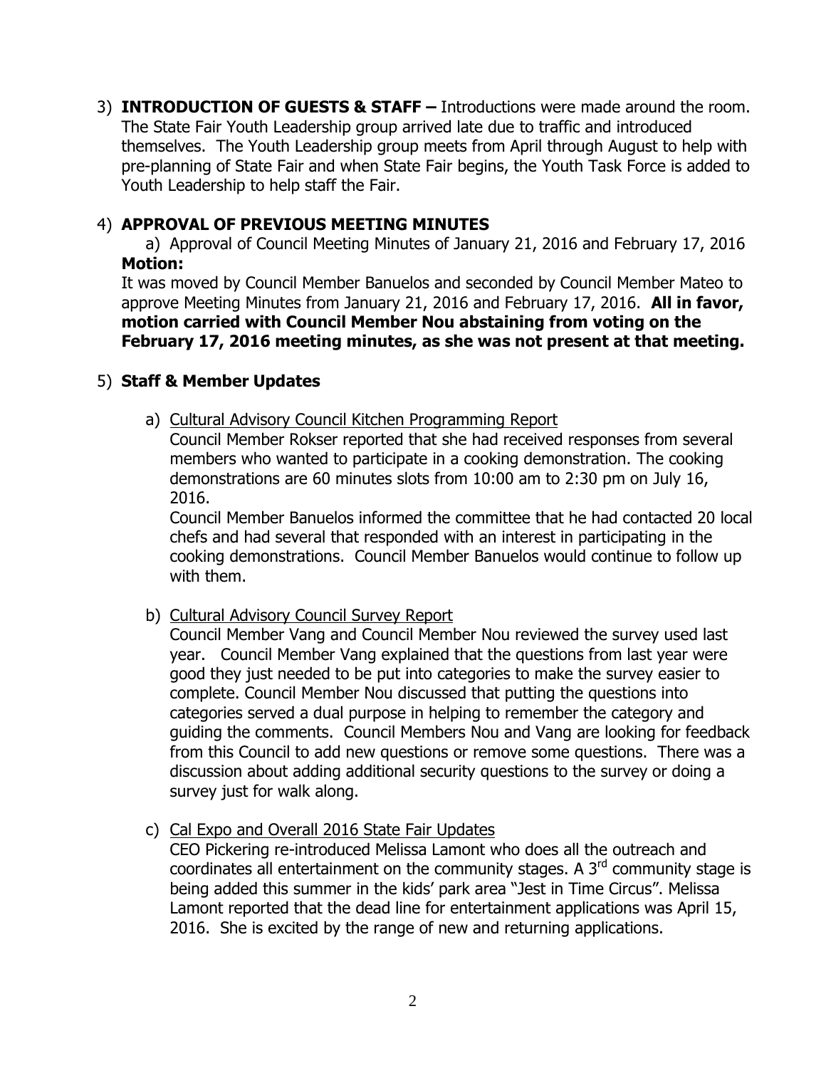3) **INTRODUCTION OF GUESTS & STAFF –** Introductions were made around the room. The State Fair Youth Leadership group arrived late due to traffic and introduced themselves. The Youth Leadership group meets from April through August to help with pre-planning of State Fair and when State Fair begins, the Youth Task Force is added to Youth Leadership to help staff the Fair.

4) **APPROVAL OF PREVIOUS MEETING MINUTES**

   a) Approval of Council Meeting Minutes of January 21, 2016 and February 17, 2016

   **Motion:**

   It was moved by Council Member Banuelos and seconded by Council Member Mateo to approve Meeting Minutes from January 21, 2016 and February 17, 2016. **All in favor, motion carried with Council Member Nou abstaining from voting on the February 17, 2016 meeting minutes, as she was not present at that meeting.**

5) **Staff & Member Updates**

   a) Cultural Advisory Council Kitchen Programming Report

   Council Member Rokser reported that she had received responses from several members who wanted to participate in a cooking demonstration. The cooking demonstrations are 60 minutes slots from 10:00 am to 2:30 pm on July 16, 2016.

   Council Member Banuelos informed the committee that he had contacted 20 local chefs and had several that responded with an interest in participating in the cooking demonstrations. Council Member Banuelos would continue to follow up with them.

   b) Cultural Advisory Council Survey Report

   Council Member Vang and Council Member Nou reviewed the survey used last year. Council Member Vang explained that the questions from last year were good they just needed to be put into categories to make the survey easier to complete. Council Member Nou discussed that putting the questions into categories served a dual purpose in helping to remember the category and guiding the comments. Council Members Nou and Vang are looking for feedback from this Council to add new questions or remove some questions. There was a discussion about adding additional security questions to the survey or doing a survey just for walk along.

   c) Cal Expo and Overall 2016 State Fair Updates

   CEO Pickering re-introduced Melissa Lamont who does all the outreach and coordinates all entertainment on the community stages. A 3rd community stage is being added this summer in the kids' park area "Jest in Time Circus". Melissa Lamont reported that the dead line for entertainment applications was April 15, 2016. She is excited by the range of new and returning applications.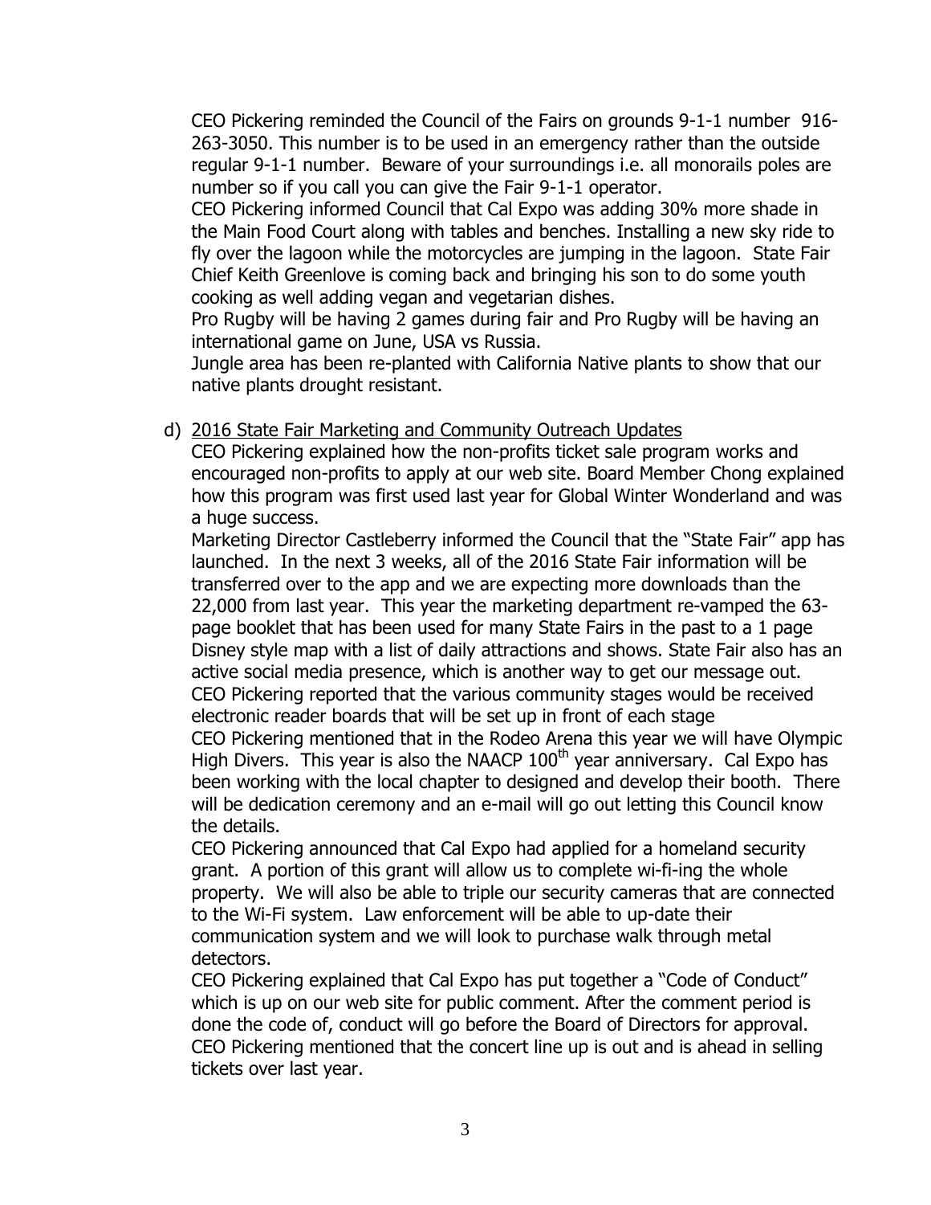CEO Pickering reminded the Council of the Fairs on grounds 9-1-1 number 916-263-3050. This number is to be used in an emergency rather than the outside regular 9-1-1 number. Beware of your surroundings i.e. all monorails poles are number so if you call you can give the Fair 9-1-1 operator.
CEO Pickering informed Council that Cal Expo was adding 30% more shade in the Main Food Court along with tables and benches. Installing a new sky ride to fly over the lagoon while the motorcycles are jumping in the lagoon. State Fair Chief Keith Greenlove is coming back and bringing his son to do some youth cooking as well adding vegan and vegetarian dishes.
Pro Rugby will be having 2 games during fair and Pro Rugby will be having an international game on June, USA vs Russia.
Jungle area has been re-planted with California Native plants to show that our native plants drought resistant.

d) <u>2016 State Fair Marketing and Community Outreach Updates</u>
CEO Pickering explained how the non-profits ticket sale program works and encouraged non-profits to apply at our web site. Board Member Chong explained how this program was first used last year for Global Winter Wonderland and was a huge success.
Marketing Director Castleberry informed the Council that the "State Fair" app has launched. In the next 3 weeks, all of the 2016 State Fair information will be transferred over to the app and we are expecting more downloads than the 22,000 from last year. This year the marketing department re-vamped the 63-page booklet that has been used for many State Fairs in the past to a 1 page Disney style map with a list of daily attractions and shows. State Fair also has an active social media presence, which is another way to get our message out.
CEO Pickering reported that the various community stages would be received electronic reader boards that will be set up in front of each stage
CEO Pickering mentioned that in the Rodeo Arena this year we will have Olympic High Divers. This year is also the NAACP 100th year anniversary. Cal Expo has been working with the local chapter to designed and develop their booth. There will be dedication ceremony and an e-mail will go out letting this Council know the details.
CEO Pickering announced that Cal Expo had applied for a homeland security grant. A portion of this grant will allow us to complete wi-fi-ing the whole property. We will also be able to triple our security cameras that are connected to the Wi-Fi system. Law enforcement will be able to up-date their communication system and we will look to purchase walk through metal detectors.
CEO Pickering explained that Cal Expo has put together a "Code of Conduct" which is up on our web site for public comment. After the comment period is done the code of, conduct will go before the Board of Directors for approval.
CEO Pickering mentioned that the concert line up is out and is ahead in selling tickets over last year.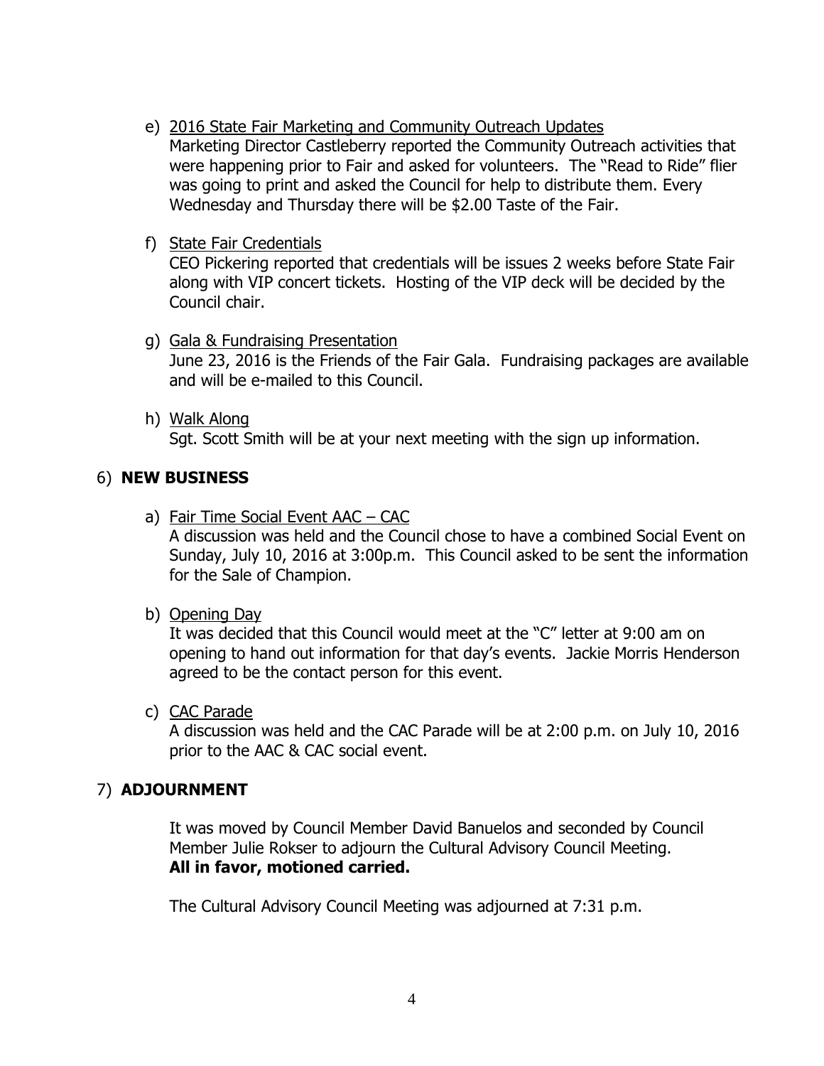e) <u>2016 State Fair Marketing and Community Outreach Updates</u>
   Marketing Director Castleberry reported the Community Outreach activities that were happening prior to Fair and asked for volunteers. The "Read to Ride" flier was going to print and asked the Council for help to distribute them. Every Wednesday and Thursday there will be $2.00 Taste of the Fair.

f) <u>State Fair Credentials</u>
   CEO Pickering reported that credentials will be issues 2 weeks before State Fair along with VIP concert tickets. Hosting of the VIP deck will be decided by the Council chair.

g) <u>Gala & Fundraising Presentation</u>
   June 23, 2016 is the Friends of the Fair Gala. Fundraising packages are available and will be e-mailed to this Council.

h) <u>Walk Along</u>
   Sgt. Scott Smith will be at your next meeting with the sign up information.

## 6) NEW BUSINESS

a) <u>Fair Time Social Event AAC – CAC</u>
   A discussion was held and the Council chose to have a combined Social Event on Sunday, July 10, 2016 at 3:00p.m. This Council asked to be sent the information for the Sale of Champion.

b) <u>Opening Day</u>
   It was decided that this Council would meet at the "C" letter at 9:00 am on opening to hand out information for that day's events. Jackie Morris Henderson agreed to be the contact person for this event.

c) <u>CAC Parade</u>
   A discussion was held and the CAC Parade will be at 2:00 p.m. on July 10, 2016 prior to the AAC & CAC social event.

## 7) ADJOURNMENT

It was moved by Council Member David Banuelos and seconded by Council Member Julie Rokser to adjourn the Cultural Advisory Council Meeting.
**All in favor, motioned carried.**

The Cultural Advisory Council Meeting was adjourned at 7:31 p.m.